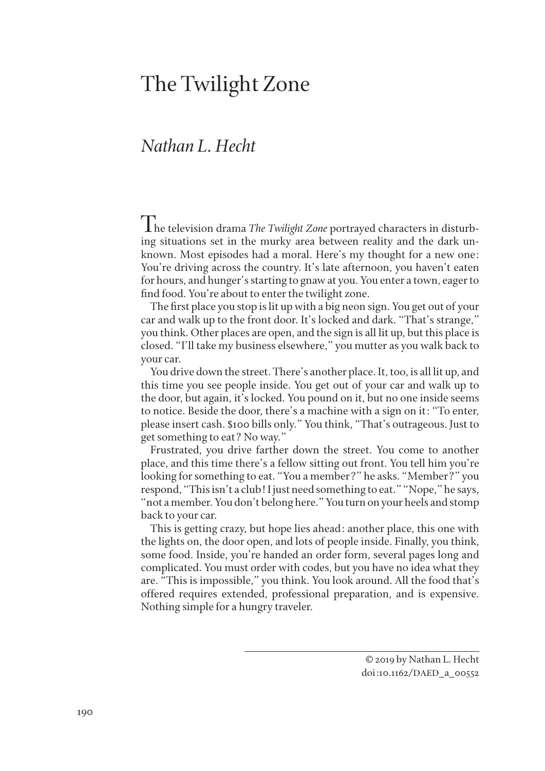# The Twilight Zone

## *Nathan L. Hecht*

The television drama *The Twilight Zone* portrayed characters in disturbing situations set in the murky area between reality and the dark unknown. Most episodes had a moral. Here's my thought for a new one: You're driving across the country. It's late afternoon, you haven't eaten for hours, and hunger's starting to gnaw at you. You enter a town, eager to find food. You're about to enter the twilight zone.

The first place you stop is lit up with a big neon sign. You get out of your car and walk up to the front door. It's locked and dark. "That's strange," you think. Other places are open, and the sign is all lit up, but this place is closed. "I'll take my business elsewhere," you mutter as you walk back to your car.

You drive down the street. There's another place. It, too, is all lit up, and this time you see people inside. You get out of your car and walk up to the door, but again, it's locked. You pound on it, but no one inside seems to notice. Beside the door, there's a machine with a sign on it: "To enter, please insert cash. $100 bills only." You think, "That's outrageous. Just to get something to eat? No way."

Frustrated, you drive farther down the street. You come to another place, and this time there's a fellow sitting out front. You tell him you're looking for something to eat. "You a member?" he asks. "Member?" you respond, "This isn't a club! I just need something to eat." "Nope," he says, "not a member. You don't belong here." You turn on your heels and stomp back to your car.

This is getting crazy, but hope lies ahead: another place, this one with the lights on, the door open, and lots of people inside. Finally, you think, some food. Inside, you're handed an order form, several pages long and complicated. You must order with codes, but you have no idea what they are. "This is impossible," you think. You look around. All the food that's offered requires extended, professional preparation, and is expensive. Nothing simple for a hungry traveler.

© 2019 by Nathan L. Hecht
doi:10.1162/DAED_a_00552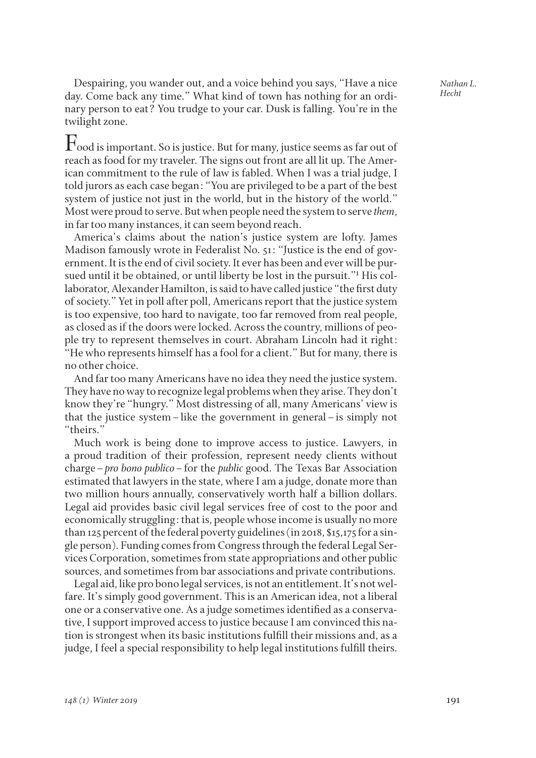Despairing, you wander out, and a voice behind you says, "Have a nice day. Come back any time." What kind of town has nothing for an ordinary person to eat? You trudge to your car. Dusk is falling. You're in the twilight zone.

Food is important. So is justice. But for many, justice seems as far out of reach as food for my traveler. The signs out front are all lit up. The American commitment to the rule of law is fabled. When I was a trial judge, I told jurors as each case began: "You are privileged to be a part of the best system of justice not just in the world, but in the history of the world." Most were proud to serve. But when people need the system to serve *them*, in far too many instances, it can seem beyond reach.

America's claims about the nation's justice system are lofty. James Madison famously wrote in Federalist No. 51: "Justice is the end of government. It is the end of civil society. It ever has been and ever will be pursued until it be obtained, or until liberty be lost in the pursuit."[1] His collaborator, Alexander Hamilton, is said to have called justice "the first duty of society." Yet in poll after poll, Americans report that the justice system is too expensive, too hard to navigate, too far removed from real people, as closed as if the doors were locked. Across the country, millions of people try to represent themselves in court. Abraham Lincoln had it right: "He who represents himself has a fool for a client." But for many, there is no other choice.

And far too many Americans have no idea they need the justice system. They have no way to recognize legal problems when they arise. They don't know they're "hungry." Most distressing of all, many Americans' view is that the justice system – like the government in general – is simply not "theirs."

Much work is being done to improve access to justice. Lawyers, in a proud tradition of their profession, represent needy clients without charge – *pro bono publico* – for the *public* good. The Texas Bar Association estimated that lawyers in the state, where I am a judge, donate more than two million hours annually, conservatively worth half a billion dollars. Legal aid provides basic civil legal services free of cost to the poor and economically struggling: that is, people whose income is usually no more than 125 percent of the federal poverty guidelines (in 2018, $15,175 for a single person). Funding comes from Congress through the federal Legal Services Corporation, sometimes from state appropriations and other public sources, and sometimes from bar associations and private contributions.

Legal aid, like pro bono legal services, is not an entitlement. It's not welfare. It's simply good government. This is an American idea, not a liberal one or a conservative one. As a judge sometimes identified as a conservative, I support improved access to justice because I am convinced this nation is strongest when its basic institutions fulfill their missions and, as a judge, I feel a special responsibility to help legal institutions fulfill theirs.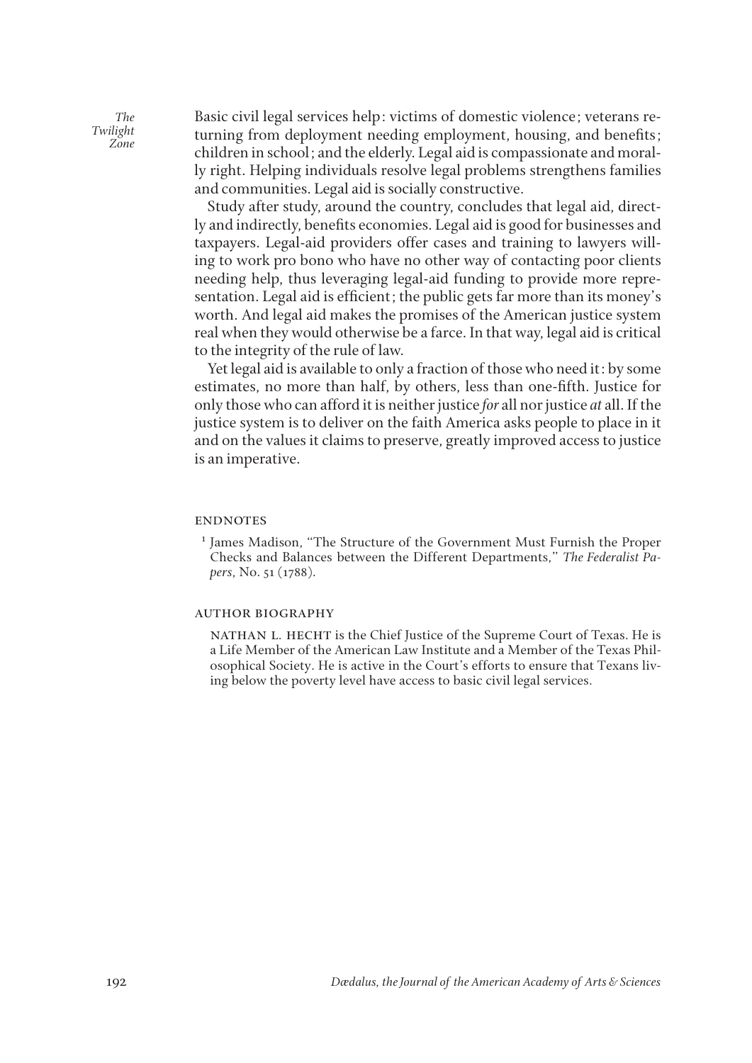Basic civil legal services help: victims of domestic violence; veterans returning from deployment needing employment, housing, and benefits; children in school; and the elderly. Legal aid is compassionate and morally right. Helping individuals resolve legal problems strengthens families and communities. Legal aid is socially constructive.

Study after study, around the country, concludes that legal aid, directly and indirectly, benefits economies. Legal aid is good for businesses and taxpayers. Legal-aid providers offer cases and training to lawyers willing to work pro bono who have no other way of contacting poor clients needing help, thus leveraging legal-aid funding to provide more representation. Legal aid is efficient; the public gets far more than its money's worth. And legal aid makes the promises of the American justice system real when they would otherwise be a farce. In that way, legal aid is critical to the integrity of the rule of law.

Yet legal aid is available to only a fraction of those who need it: by some estimates, no more than half, by others, less than one-fifth. Justice for only those who can afford it is neither justice *for* all nor justice *at* all. If the justice system is to deliver on the faith America asks people to place in it and on the values it claims to preserve, greatly improved access to justice is an imperative.

## ENDNOTES

[1] James Madison, "The Structure of the Government Must Furnish the Proper Checks and Balances between the Different Departments," *The Federalist Papers*, No. 51 (1788).

## AUTHOR BIOGRAPHY

NATHAN L. HECHT is the Chief Justice of the Supreme Court of Texas. He is a Life Member of the American Law Institute and a Member of the Texas Philosophical Society. He is active in the Court's efforts to ensure that Texans living below the poverty level have access to basic civil legal services.